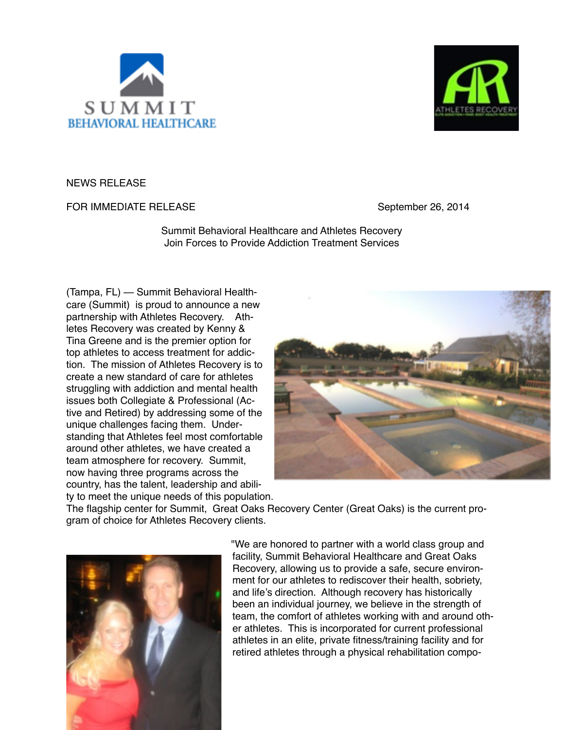SUMMIT BEHAVIORAL HEALTHCARE

ATHLETES RECOVERY

NEWS RELEASE

FOR IMMEDIATE RELEASE

September 26, 2014

**Summit Behavioral Healthcare and Athletes Recovery Join Forces to Provide Addiction Treatment Services**

(Tampa, FL) — Summit Behavioral Healthcare (Summit) is proud to announce a new partnership with Athletes Recovery. Athletes Recovery was created by Kenny & Tina Greene and is the premier option for top athletes to access treatment for addiction. The mission of Athletes Recovery is to create a new standard of care for athletes struggling with addiction and mental health issues both Collegiate & Professional (Active and Retired) by addressing some of the unique challenges facing them. Understanding that Athletes feel most comfortable around other athletes, we have created a team atmosphere for recovery. Summit, now having three programs across the country, has the talent, leadership and ability to meet the unique needs of this population. The flagship center for Summit, Great Oaks Recovery Center (Great Oaks) is the current program of choice for Athletes Recovery clients.

"We are honored to partner with a world class group and facility, Summit Behavioral Healthcare and Great Oaks Recovery, allowing us to provide a safe, secure environment for our athletes to rediscover their health, sobriety, and life's direction. Although recovery has historically been an individual journey, we believe in the strength of team, the comfort of athletes working with and around other athletes. This is incorporated for current professional athletes in an elite, private fitness/training facility and for retired athletes through a physical rehabilitation compo-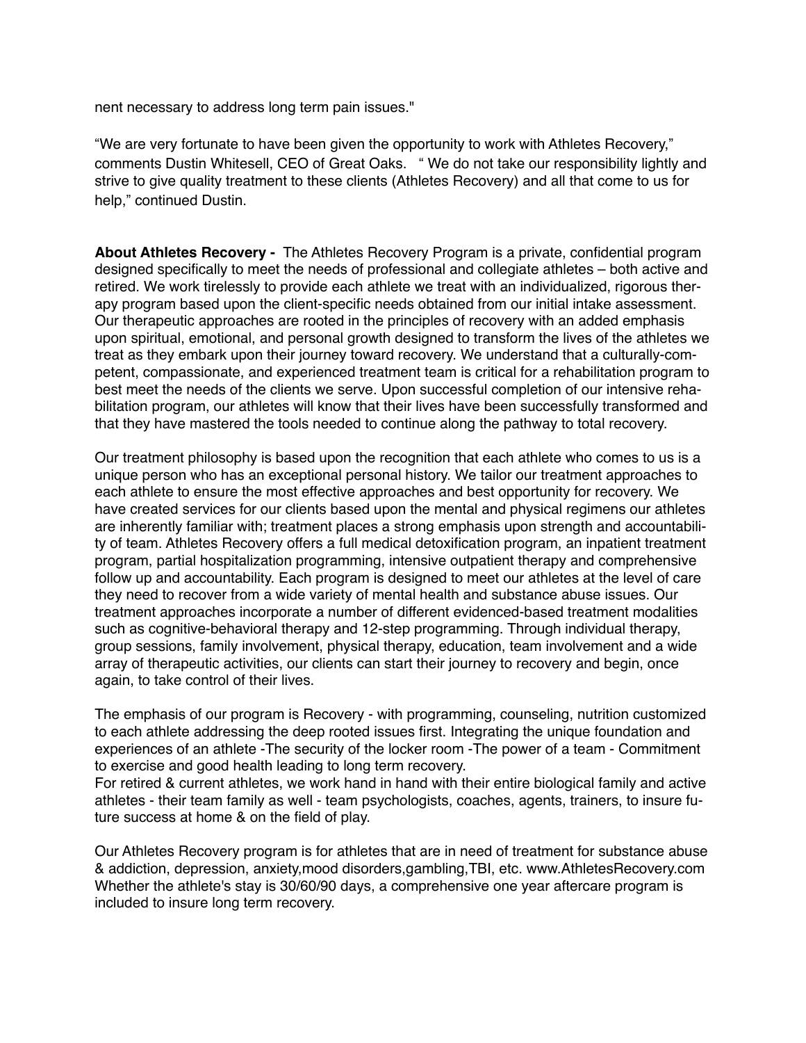nent necessary to address long term pain issues."

"We are very fortunate to have been given the opportunity to work with Athletes Recovery," comments Dustin Whitesell, CEO of Great Oaks. " We do not take our responsibility lightly and strive to give quality treatment to these clients (Athletes Recovery) and all that come to us for help," continued Dustin.

**About Athletes Recovery -** The Athletes Recovery Program is a private, confidential program designed specifically to meet the needs of professional and collegiate athletes – both active and retired. We work tirelessly to provide each athlete we treat with an individualized, rigorous therapy program based upon the client-specific needs obtained from our initial intake assessment. Our therapeutic approaches are rooted in the principles of recovery with an added emphasis upon spiritual, emotional, and personal growth designed to transform the lives of the athletes we treat as they embark upon their journey toward recovery. We understand that a culturally-competent, compassionate, and experienced treatment team is critical for a rehabilitation program to best meet the needs of the clients we serve. Upon successful completion of our intensive rehabilitation program, our athletes will know that their lives have been successfully transformed and that they have mastered the tools needed to continue along the pathway to total recovery.

Our treatment philosophy is based upon the recognition that each athlete who comes to us is a unique person who has an exceptional personal history. We tailor our treatment approaches to each athlete to ensure the most effective approaches and best opportunity for recovery. We have created services for our clients based upon the mental and physical regimens our athletes are inherently familiar with; treatment places a strong emphasis upon strength and accountability of team. Athletes Recovery offers a full medical detoxification program, an inpatient treatment program, partial hospitalization programming, intensive outpatient therapy and comprehensive follow up and accountability. Each program is designed to meet our athletes at the level of care they need to recover from a wide variety of mental health and substance abuse issues. Our treatment approaches incorporate a number of different evidenced-based treatment modalities such as cognitive-behavioral therapy and 12-step programming. Through individual therapy, group sessions, family involvement, physical therapy, education, team involvement and a wide array of therapeutic activities, our clients can start their journey to recovery and begin, once again, to take control of their lives.

The emphasis of our program is Recovery - with programming, counseling, nutrition customized to each athlete addressing the deep rooted issues first. Integrating the unique foundation and experiences of an athlete -The security of the locker room -The power of a team - Commitment to exercise and good health leading to long term recovery.
For retired & current athletes, we work hand in hand with their entire biological family and active athletes - their team family as well - team psychologists, coaches, agents, trainers, to insure future success at home & on the field of play.

Our Athletes Recovery program is for athletes that are in need of treatment for substance abuse & addiction, depression, anxiety,mood disorders,gambling,TBI, etc. www.AthletesRecovery.com
Whether the athlete's stay is 30/60/90 days, a comprehensive one year aftercare program is included to insure long term recovery.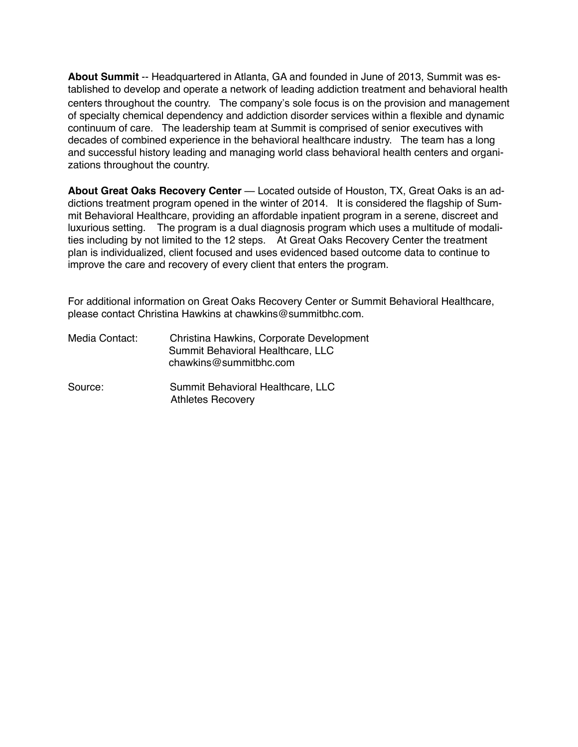**About Summit** -- Headquartered in Atlanta, GA and founded in June of 2013, Summit was established to develop and operate a network of leading addiction treatment and behavioral health centers throughout the country. The company's sole focus is on the provision and management of specialty chemical dependency and addiction disorder services within a flexible and dynamic continuum of care. The leadership team at Summit is comprised of senior executives with decades of combined experience in the behavioral healthcare industry. The team has a long and successful history leading and managing world class behavioral health centers and organizations throughout the country.

**About Great Oaks Recovery Center** — Located outside of Houston, TX, Great Oaks is an addictions treatment program opened in the winter of 2014. It is considered the flagship of Summit Behavioral Healthcare, providing an affordable inpatient program in a serene, discreet and luxurious setting. The program is a dual diagnosis program which uses a multitude of modalities including by not limited to the 12 steps. At Great Oaks Recovery Center the treatment plan is individualized, client focused and uses evidenced based outcome data to continue to improve the care and recovery of every client that enters the program.

For additional information on Great Oaks Recovery Center or Summit Behavioral Healthcare, please contact Christina Hawkins at chawkins@summitbhc.com.

Media Contact: Christina Hawkins, Corporate Development
Summit Behavioral Healthcare, LLC
chawkins@summitbhc.com

Source: Summit Behavioral Healthcare, LLC
Athletes Recovery